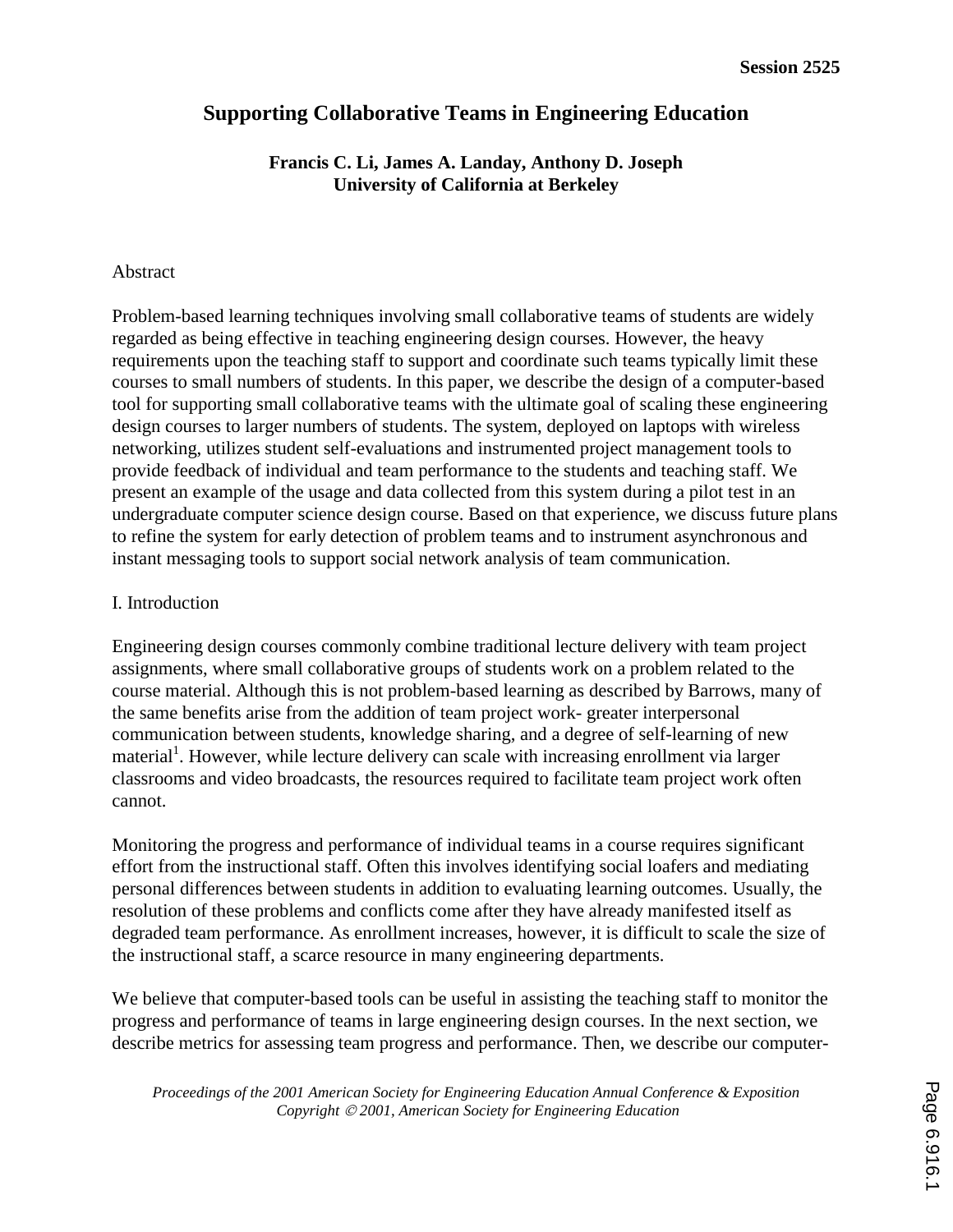# Supporting Collaborative Teams in Engineering Education

**Francis C. Li, James A. Landay, Anthony D. Joseph**
**University of California at Berkeley**

## Abstract

Problem-based learning techniques involving small collaborative teams of students are widely regarded as being effective in teaching engineering design courses. However, the heavy requirements upon the teaching staff to support and coordinate such teams typically limit these courses to small numbers of students. In this paper, we describe the design of a computer-based tool for supporting small collaborative teams with the ultimate goal of scaling these engineering design courses to larger numbers of students. The system, deployed on laptops with wireless networking, utilizes student self-evaluations and instrumented project management tools to provide feedback of individual and team performance to the students and teaching staff. We present an example of the usage and data collected from this system during a pilot test in an undergraduate computer science design course. Based on that experience, we discuss future plans to refine the system for early detection of problem teams and to instrument asynchronous and instant messaging tools to support social network analysis of team communication.

## I. Introduction

Engineering design courses commonly combine traditional lecture delivery with team project assignments, where small collaborative groups of students work on a problem related to the course material. Although this is not problem-based learning as described by Barrows, many of the same benefits arise from the addition of team project work- greater interpersonal communication between students, knowledge sharing, and a degree of self-learning of new material[1]. However, while lecture delivery can scale with increasing enrollment via larger classrooms and video broadcasts, the resources required to facilitate team project work often cannot.

Monitoring the progress and performance of individual teams in a course requires significant effort from the instructional staff. Often this involves identifying social loafers and mediating personal differences between students in addition to evaluating learning outcomes. Usually, the resolution of these problems and conflicts come after they have already manifested itself as degraded team performance. As enrollment increases, however, it is difficult to scale the size of the instructional staff, a scarce resource in many engineering departments.

We believe that computer-based tools can be useful in assisting the teaching staff to monitor the progress and performance of teams in large engineering design courses. In the next section, we describe metrics for assessing team progress and performance. Then, we describe our computer-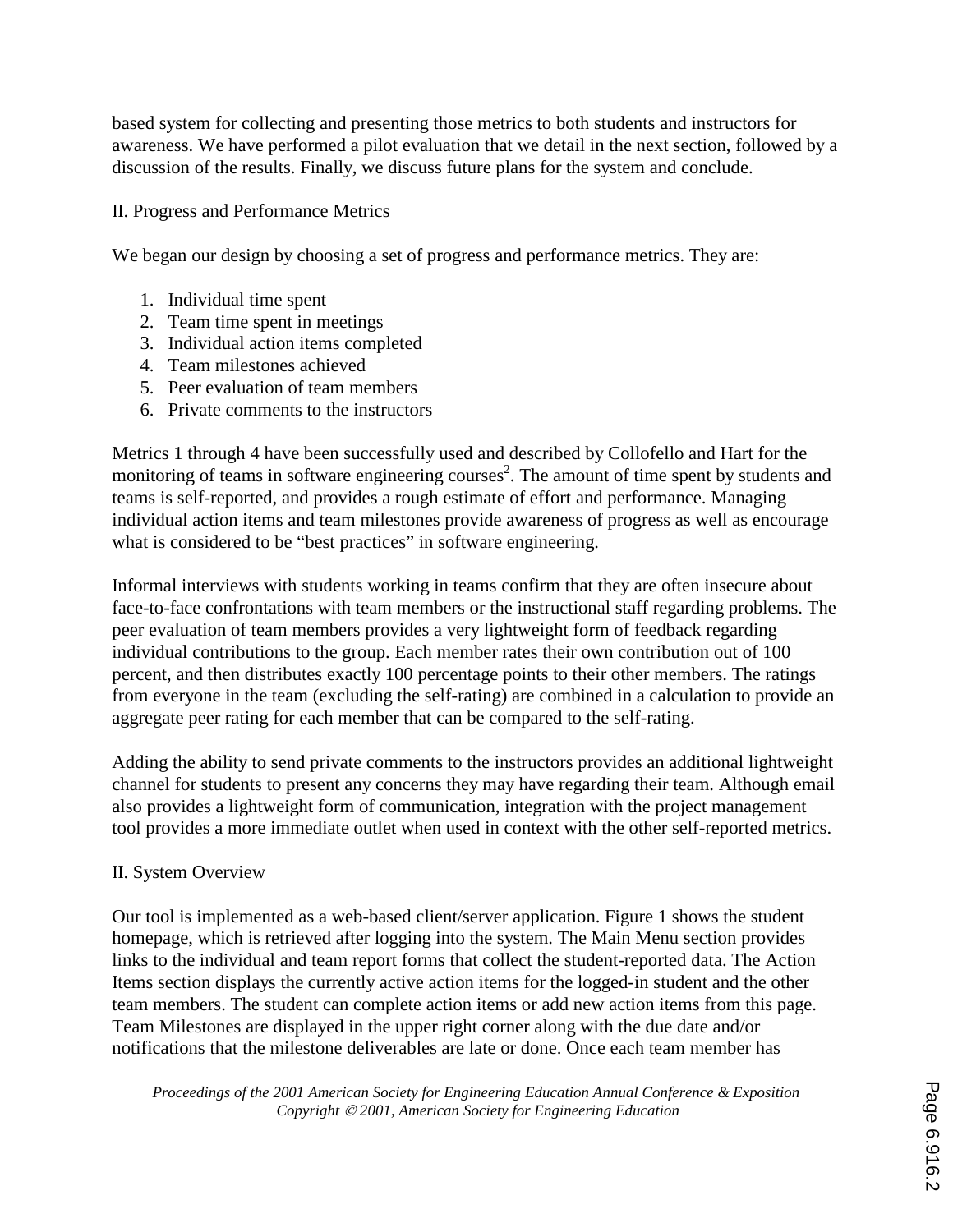based system for collecting and presenting those metrics to both students and instructors for awareness. We have performed a pilot evaluation that we detail in the next section, followed by a discussion of the results. Finally, we discuss future plans for the system and conclude.

## II. Progress and Performance Metrics

We began our design by choosing a set of progress and performance metrics. They are:

1. Individual time spent
2. Team time spent in meetings
3. Individual action items completed
4. Team milestones achieved
5. Peer evaluation of team members
6. Private comments to the instructors

Metrics 1 through 4 have been successfully used and described by Collofello and Hart for the monitoring of teams in software engineering courses[2]. The amount of time spent by students and teams is self-reported, and provides a rough estimate of effort and performance. Managing individual action items and team milestones provide awareness of progress as well as encourage what is considered to be "best practices" in software engineering.

Informal interviews with students working in teams confirm that they are often insecure about face-to-face confrontations with team members or the instructional staff regarding problems. The peer evaluation of team members provides a very lightweight form of feedback regarding individual contributions to the group. Each member rates their own contribution out of 100 percent, and then distributes exactly 100 percentage points to their other members. The ratings from everyone in the team (excluding the self-rating) are combined in a calculation to provide an aggregate peer rating for each member that can be compared to the self-rating.

Adding the ability to send private comments to the instructors provides an additional lightweight channel for students to present any concerns they may have regarding their team. Although email also provides a lightweight form of communication, integration with the project management tool provides a more immediate outlet when used in context with the other self-reported metrics.

## II. System Overview

Our tool is implemented as a web-based client/server application. Figure 1 shows the student homepage, which is retrieved after logging into the system. The Main Menu section provides links to the individual and team report forms that collect the student-reported data. The Action Items section displays the currently active action items for the logged-in student and the other team members. The student can complete action items or add new action items from this page. Team Milestones are displayed in the upper right corner along with the due date and/or notifications that the milestone deliverables are late or done. Once each team member has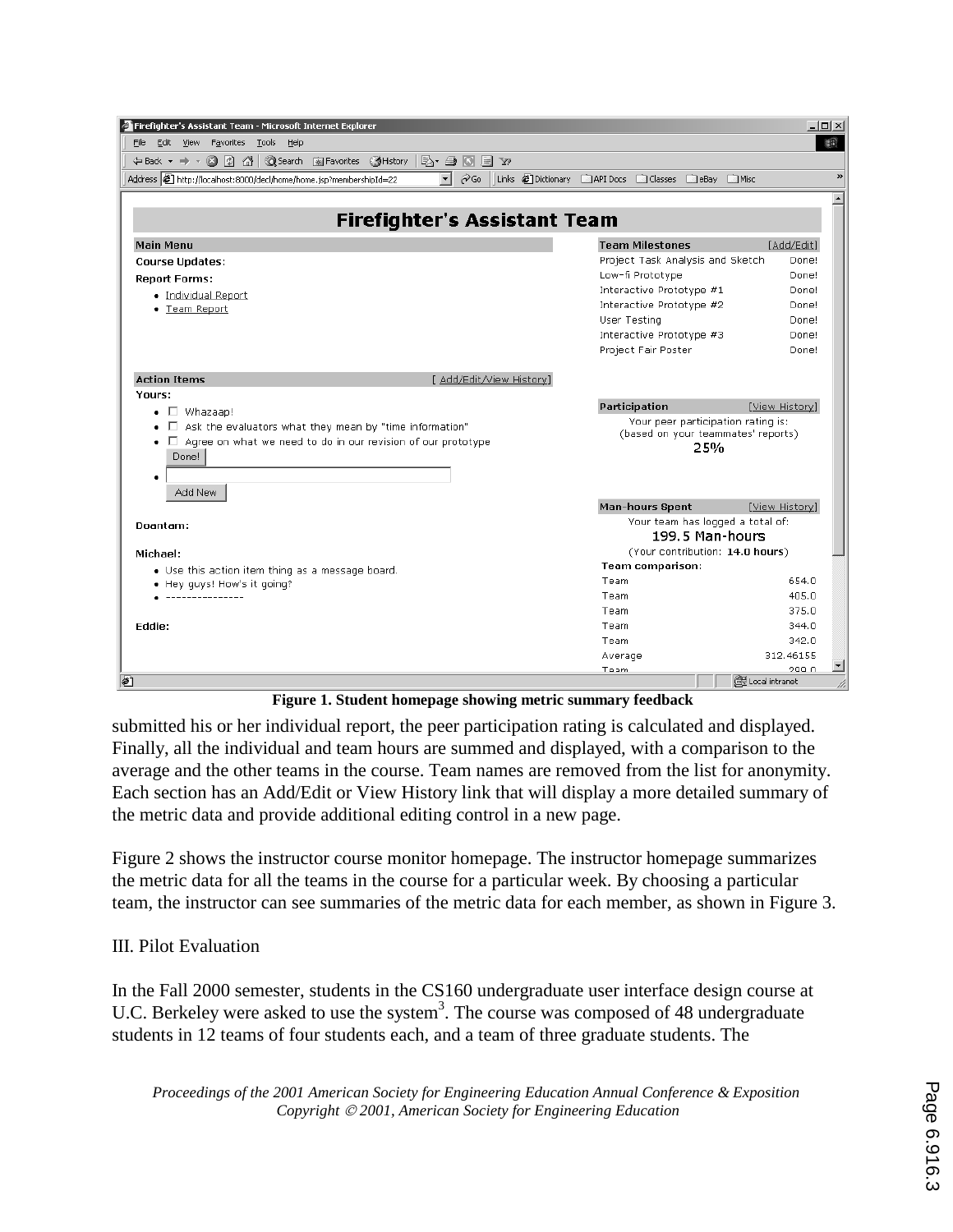Figure 1. Student homepage showing metric summary feedback

submitted his or her individual report, the peer participation rating is calculated and displayed. Finally, all the individual and team hours are summed and displayed, with a comparison to the average and the other teams in the course. Team names are removed from the list for anonymity. Each section has an Add/Edit or View History link that will display a more detailed summary of the metric data and provide additional editing control in a new page.

Figure 2 shows the instructor course monitor homepage. The instructor homepage summarizes the metric data for all the teams in the course for a particular week. By choosing a particular team, the instructor can see summaries of the metric data for each member, as shown in Figure 3.

III. Pilot Evaluation

In the Fall 2000 semester, students in the CS160 undergraduate user interface design course at U.C. Berkeley were asked to use the system[3]. The course was composed of 48 undergraduate students in 12 teams of four students each, and a team of three graduate students. The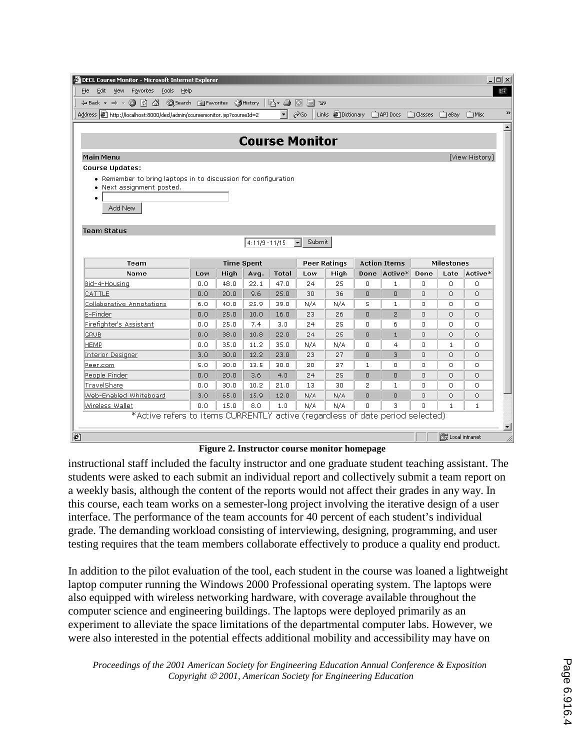**Course Monitor**

**Main Menu** [View History]

**Course Updates:**

- Remember to bring laptops in to discussion for configuration
- Next assignment posted.

Add New

**Team Status**

4: 11/9 - 11/15 Submit

| Team | Time Spent | | | | Peer Ratings | | Action Items | | Milestones | | |
|---|---|---|---|---|---|---|---|---|---|---|---|
| Name | Low | High | Avg. | Total | Low | High | Done | Active* | Done | Late | Active* |
| Bid-4-Housing | 0.0 | 48.0 | 22.1 | 47.0 | 24 | 25 | 0 | 1 | 0 | 0 | 0 |
| CATTLE | 0.0 | 20.0 | 9.6 | 25.0 | 30 | 36 | 0 | 0 | 0 | 0 | 0 |
| Collaborative Annotations | 6.0 | 40.0 | 25.9 | 39.0 | N/A | N/A | 5 | 1 | 0 | 0 | 0 |
| E-Finder | 0.0 | 25.0 | 10.0 | 16.0 | 23 | 26 | 0 | 2 | 0 | 0 | 0 |
| Firefighter's Assistant | 0.0 | 25.0 | 7.4 | 3.0 | 24 | 25 | 0 | 6 | 0 | 0 | 0 |
| GRUB | 0.0 | 38.0 | 10.8 | 22.0 | 24 | 25 | 0 | 1 | 0 | 0 | 0 |
| HEMP | 0.0 | 35.0 | 11.2 | 35.0 | N/A | N/A | 0 | 4 | 0 | 1 | 0 |
| Interior Designer | 3.0 | 30.0 | 12.2 | 23.0 | 23 | 27 | 0 | 3 | 0 | 0 | 0 |
| Peer.com | 5.0 | 30.0 | 13.5 | 30.0 | 20 | 27 | 1 | 0 | 0 | 0 | 0 |
| People Finder | 0.0 | 20.0 | 3.6 | 4.0 | 24 | 25 | 0 | 0 | 0 | 0 | 0 |
| TravelShare | 0.0 | 30.0 | 10.2 | 21.0 | 13 | 30 | 2 | 1 | 0 | 0 | 0 |
| Web-Enabled Whiteboard | 3.0 | 65.0 | 15.9 | 12.0 | N/A | N/A | 0 | 0 | 0 | 0 | 0 |
| Wireless Wallet | 0.0 | 15.0 | 8.0 | 1.0 | N/A | N/A | 0 | 3 | 0 | 1 | 1 |

*Active refers to items CURRENTLY active (regardless of date period selected)

**Figure 2. Instructor course monitor homepage**

instructional staff included the faculty instructor and one graduate student teaching assistant. The students were asked to each submit an individual report and collectively submit a team report on a weekly basis, although the content of the reports would not affect their grades in any way. In this course, each team works on a semester-long project involving the iterative design of a user interface. The performance of the team accounts for 40 percent of each student's individual grade. The demanding workload consisting of interviewing, designing, programming, and user testing requires that the team members collaborate effectively to produce a quality end product.

In addition to the pilot evaluation of the tool, each student in the course was loaned a lightweight laptop computer running the Windows 2000 Professional operating system. The laptops were also equipped with wireless networking hardware, with coverage available throughout the computer science and engineering buildings. The laptops were deployed primarily as an experiment to alleviate the space limitations of the departmental computer labs. However, we were also interested in the potential effects additional mobility and accessibility may have on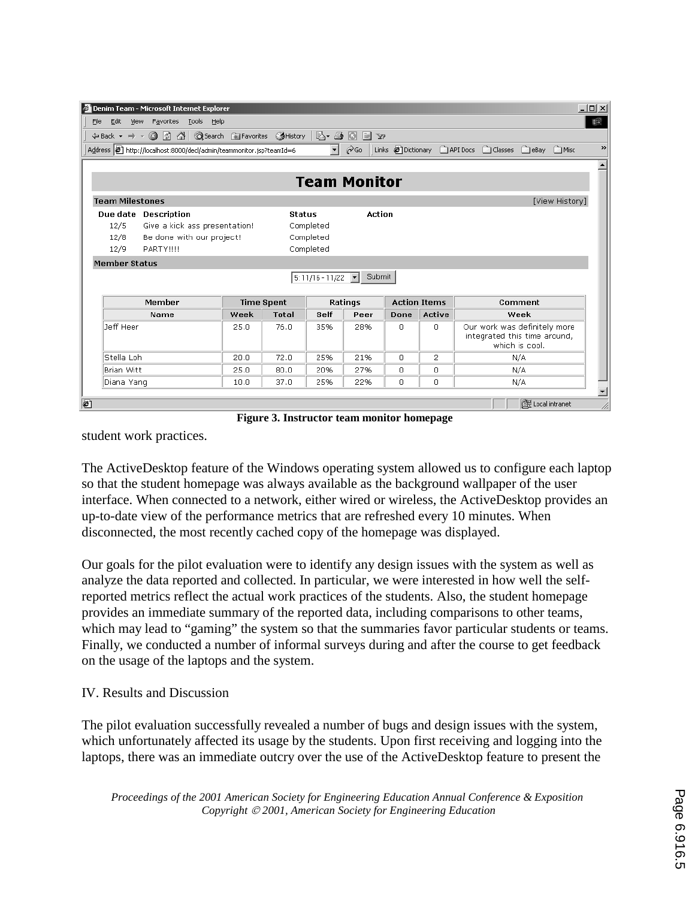**Team Monitor**

**Team Milestones** [View History]

| Due date | Description | Status | Action |
|---|---|---|---|
| 12/5 | Give a kick ass presentation! | Completed | |
| 12/8 | Be done with our project! | Completed | |
| 12/9 | PARTY!!!! | Completed | |

**Member Status**

5: 11/16 - 11/22 Submit

| Member | Time Spent | | Ratings | | Action Items | | Comment |
|---|---|---|---|---|---|---|---|
| Name | Week | Total | Self | Peer | Done | Active | Week |
| Jeff Heer | 25.0 | 76.0 | 35% | 28% | 0 | 0 | Our work was definitely more integrated this time around, which is cool. |
| Stella Loh | 20.0 | 72.0 | 25% | 21% | 0 | 2 | N/A |
| Brian Witt | 25.0 | 80.0 | 20% | 27% | 0 | 0 | N/A |
| Diana Yang | 10.0 | 37.0 | 25% | 22% | 0 | 0 | N/A |

**Figure 3. Instructor team monitor homepage**

student work practices.

The ActiveDesktop feature of the Windows operating system allowed us to configure each laptop so that the student homepage was always available as the background wallpaper of the user interface. When connected to a network, either wired or wireless, the ActiveDesktop provides an up-to-date view of the performance metrics that are refreshed every 10 minutes. When disconnected, the most recently cached copy of the homepage was displayed.

Our goals for the pilot evaluation were to identify any design issues with the system as well as analyze the data reported and collected. In particular, we were interested in how well the self-reported metrics reflect the actual work practices of the students. Also, the student homepage provides an immediate summary of the reported data, including comparisons to other teams, which may lead to "gaming" the system so that the summaries favor particular students or teams. Finally, we conducted a number of informal surveys during and after the course to get feedback on the usage of the laptops and the system.

## IV. Results and Discussion

The pilot evaluation successfully revealed a number of bugs and design issues with the system, which unfortunately affected its usage by the students. Upon first receiving and logging into the laptops, there was an immediate outcry over the use of the ActiveDesktop feature to present the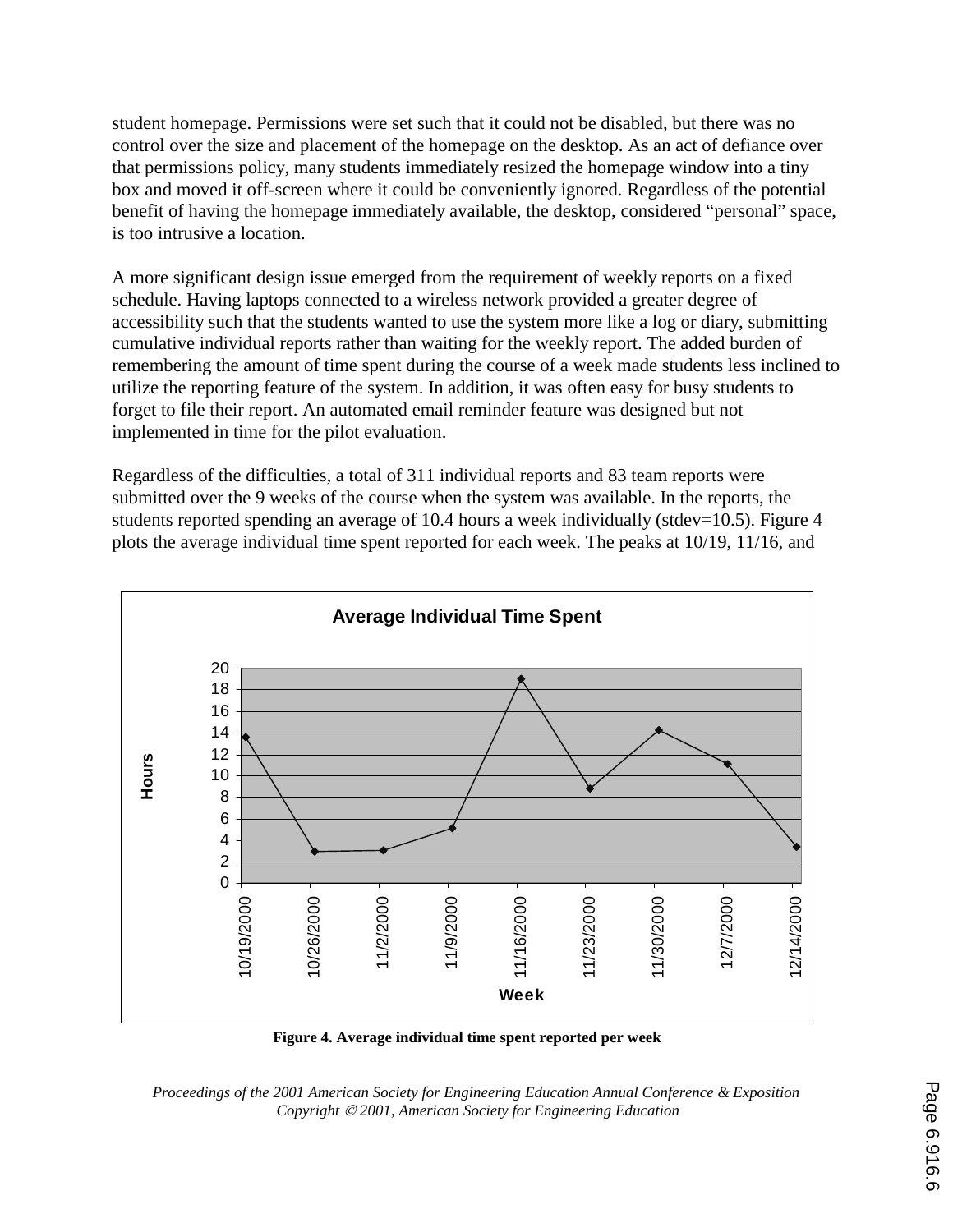student homepage. Permissions were set such that it could not be disabled, but there was no control over the size and placement of the homepage on the desktop. As an act of defiance over that permissions policy, many students immediately resized the homepage window into a tiny box and moved it off-screen where it could be conveniently ignored. Regardless of the potential benefit of having the homepage immediately available, the desktop, considered "personal" space, is too intrusive a location.

A more significant design issue emerged from the requirement of weekly reports on a fixed schedule. Having laptops connected to a wireless network provided a greater degree of accessibility such that the students wanted to use the system more like a log or diary, submitting cumulative individual reports rather than waiting for the weekly report. The added burden of remembering the amount of time spent during the course of a week made students less inclined to utilize the reporting feature of the system. In addition, it was often easy for busy students to forget to file their report. An automated email reminder feature was designed but not implemented in time for the pilot evaluation.

Regardless of the difficulties, a total of 311 individual reports and 83 team reports were submitted over the 9 weeks of the course when the system was available. In the reports, the students reported spending an average of 10.4 hours a week individually (stdev=10.5). Figure 4 plots the average individual time spent reported for each week. The peaks at 10/19, 11/16, and

**Average Individual Time Spent**

| Week | Hours (approx.) |
|---|---|
| 10/19/2000 | 13.6 |
| 10/26/2000 | 2.9 |
| 11/2/2000 | 3.0 |
| 11/9/2000 | 5.1 |
| 11/16/2000 | 19.0 |
| 11/23/2000 | 8.8 |
| 11/30/2000 | 14.2 |
| 12/7/2000 | 11.1 |
| 12/14/2000 | 3.4 |

**Figure 4. Average individual time spent reported per week**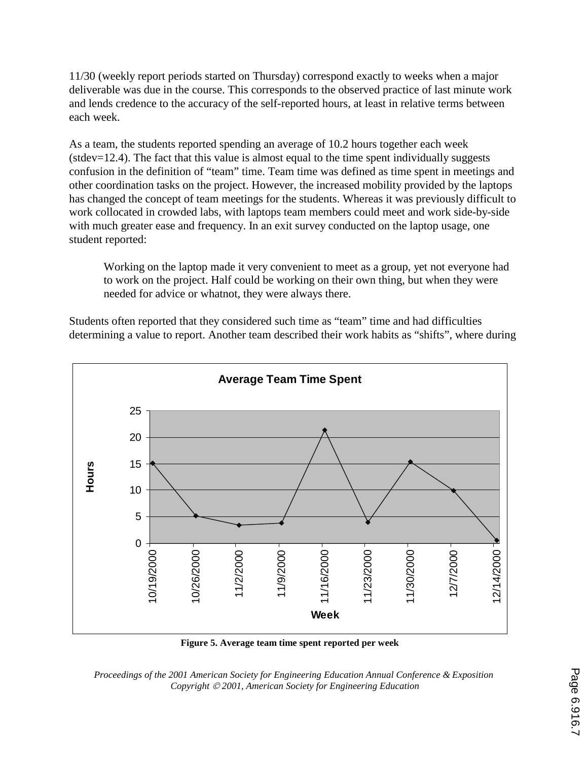11/30 (weekly report periods started on Thursday) correspond exactly to weeks when a major deliverable was due in the course. This corresponds to the observed practice of last minute work and lends credence to the accuracy of the self-reported hours, at least in relative terms between each week.

As a team, the students reported spending an average of 10.2 hours together each week (stdev=12.4). The fact that this value is almost equal to the time spent individually suggests confusion in the definition of "team" time. Team time was defined as time spent in meetings and other coordination tasks on the project. However, the increased mobility provided by the laptops has changed the concept of team meetings for the students. Whereas it was previously difficult to work collocated in crowded labs, with laptops team members could meet and work side-by-side with much greater ease and frequency. In an exit survey conducted on the laptop usage, one student reported:

> Working on the laptop made it very convenient to meet as a group, yet not everyone had to work on the project. Half could be working on their own thing, but when they were needed for advice or whatnot, they were always there.

Students often reported that they considered such time as "team" time and had difficulties determining a value to report. Another team described their work habits as "shifts", where during

**Figure 5. Average team time spent reported per week**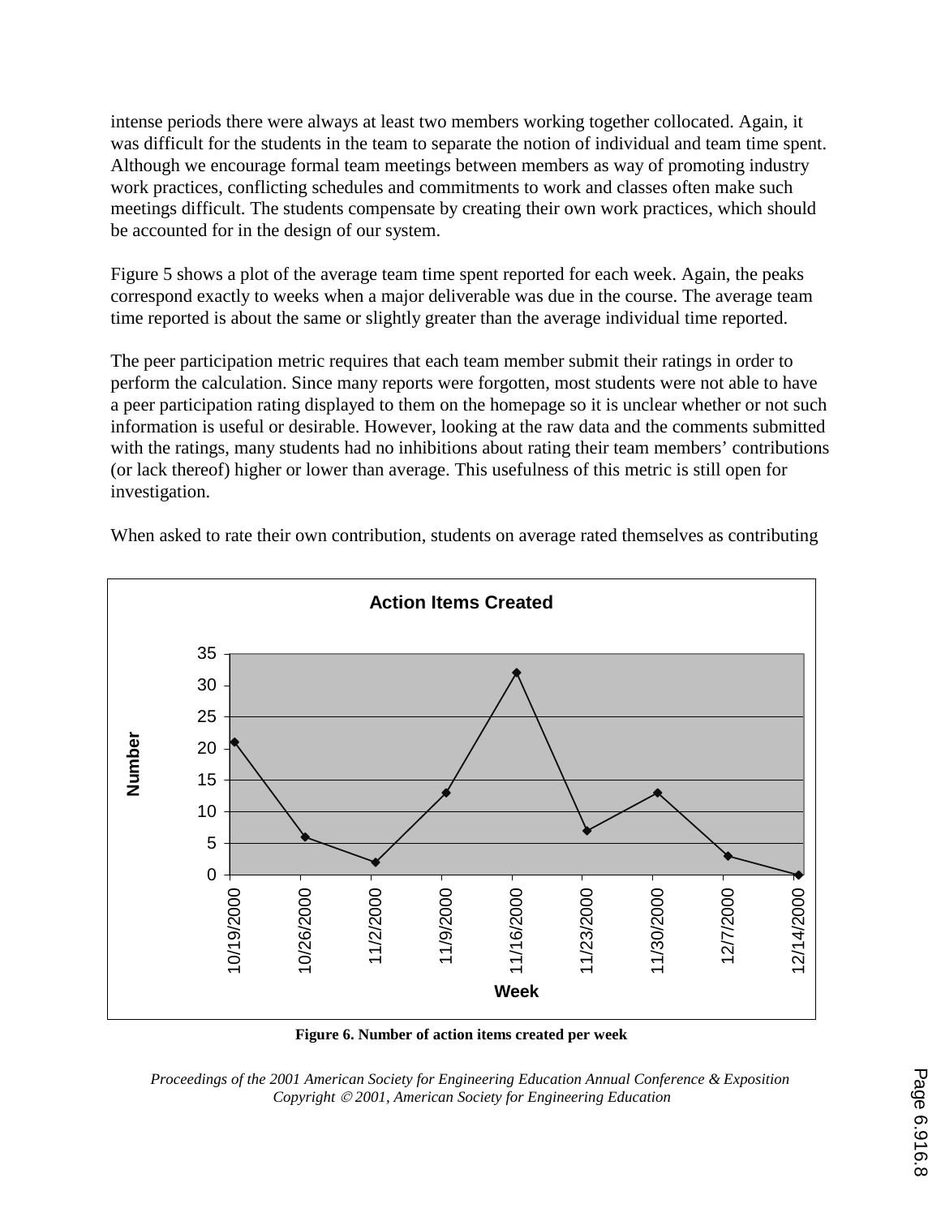intense periods there were always at least two members working together collocated. Again, it was difficult for the students in the team to separate the notion of individual and team time spent. Although we encourage formal team meetings between members as way of promoting industry work practices, conflicting schedules and commitments to work and classes often make such meetings difficult. The students compensate by creating their own work practices, which should be accounted for in the design of our system.

Figure 5 shows a plot of the average team time spent reported for each week. Again, the peaks correspond exactly to weeks when a major deliverable was due in the course. The average team time reported is about the same or slightly greater than the average individual time reported.

The peer participation metric requires that each team member submit their ratings in order to perform the calculation. Since many reports were forgotten, most students were not able to have a peer participation rating displayed to them on the homepage so it is unclear whether or not such information is useful or desirable. However, looking at the raw data and the comments submitted with the ratings, many students had no inhibitions about rating their team members' contributions (or lack thereof) higher or lower than average. This usefulness of this metric is still open for investigation.

When asked to rate their own contribution, students on average rated themselves as contributing

**Figure 6. Number of action items created per week**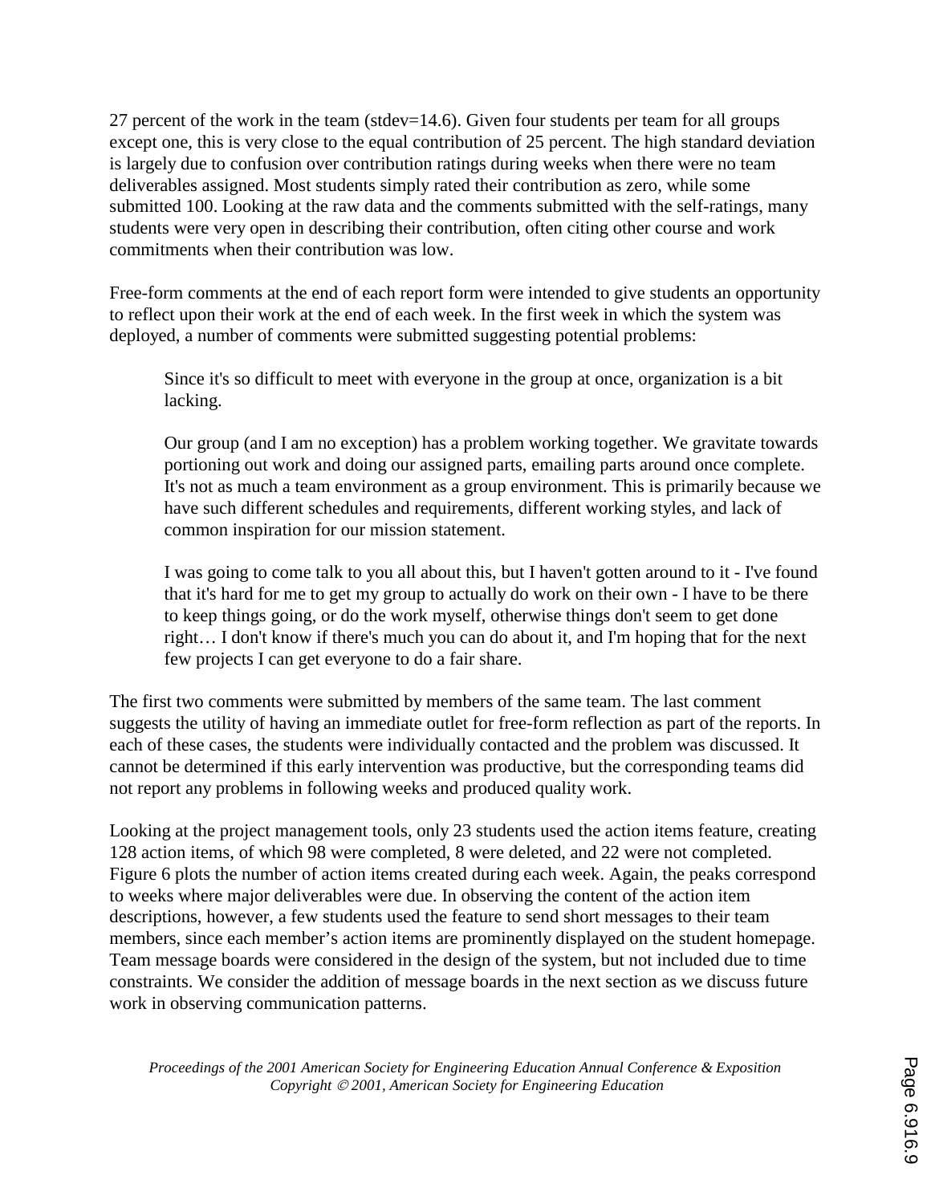27 percent of the work in the team (stdev=14.6). Given four students per team for all groups except one, this is very close to the equal contribution of 25 percent. The high standard deviation is largely due to confusion over contribution ratings during weeks when there were no team deliverables assigned. Most students simply rated their contribution as zero, while some submitted 100. Looking at the raw data and the comments submitted with the self-ratings, many students were very open in describing their contribution, often citing other course and work commitments when their contribution was low.

Free-form comments at the end of each report form were intended to give students an opportunity to reflect upon their work at the end of each week. In the first week in which the system was deployed, a number of comments were submitted suggesting potential problems:

> Since it's so difficult to meet with everyone in the group at once, organization is a bit lacking.
>
> Our group (and I am no exception) has a problem working together. We gravitate towards portioning out work and doing our assigned parts, emailing parts around once complete. It's not as much a team environment as a group environment. This is primarily because we have such different schedules and requirements, different working styles, and lack of common inspiration for our mission statement.
>
> I was going to come talk to you all about this, but I haven't gotten around to it - I've found that it's hard for me to get my group to actually do work on their own - I have to be there to keep things going, or do the work myself, otherwise things don't seem to get done right… I don't know if there's much you can do about it, and I'm hoping that for the next few projects I can get everyone to do a fair share.

The first two comments were submitted by members of the same team. The last comment suggests the utility of having an immediate outlet for free-form reflection as part of the reports. In each of these cases, the students were individually contacted and the problem was discussed. It cannot be determined if this early intervention was productive, but the corresponding teams did not report any problems in following weeks and produced quality work.

Looking at the project management tools, only 23 students used the action items feature, creating 128 action items, of which 98 were completed, 8 were deleted, and 22 were not completed. Figure 6 plots the number of action items created during each week. Again, the peaks correspond to weeks where major deliverables were due. In observing the content of the action item descriptions, however, a few students used the feature to send short messages to their team members, since each member's action items are prominently displayed on the student homepage. Team message boards were considered in the design of the system, but not included due to time constraints. We consider the addition of message boards in the next section as we discuss future work in observing communication patterns.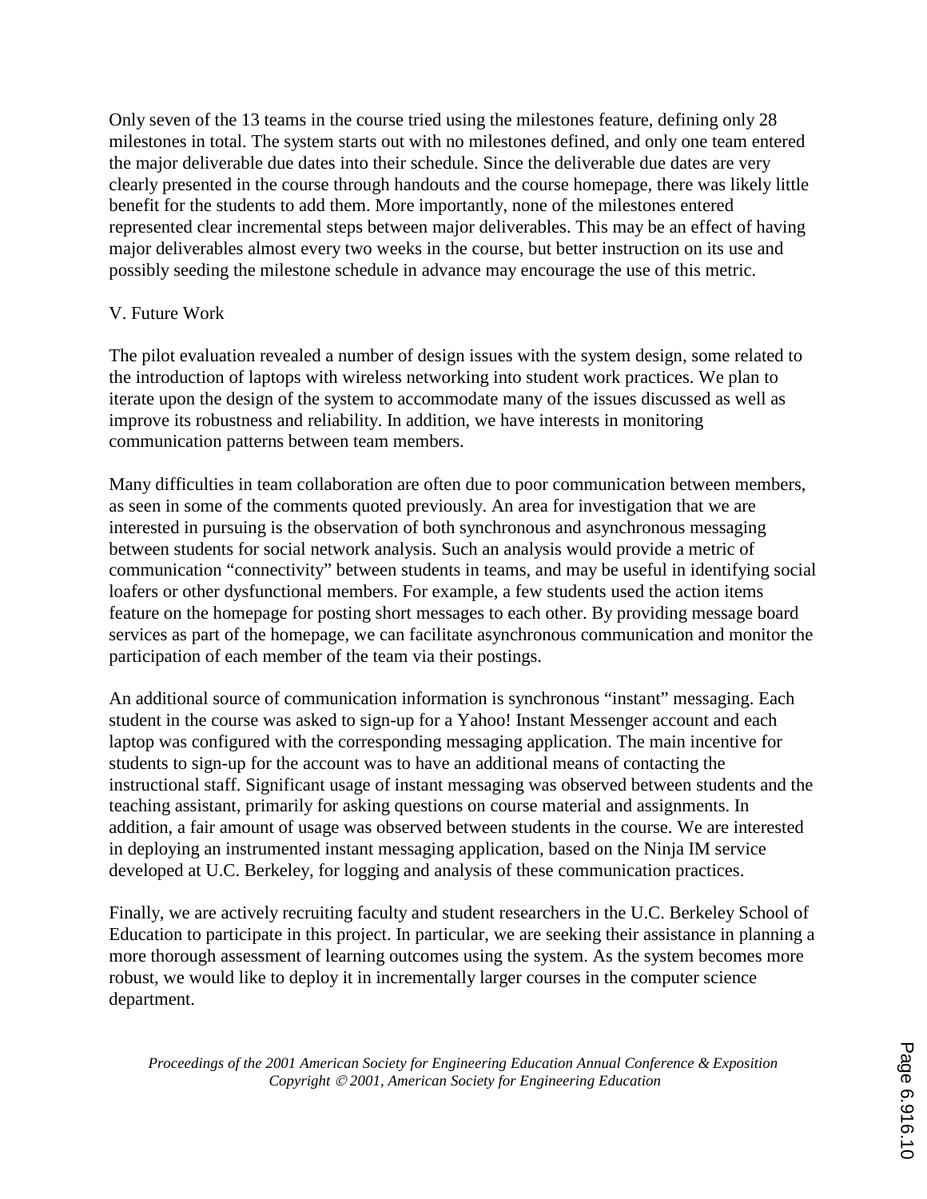Only seven of the 13 teams in the course tried using the milestones feature, defining only 28 milestones in total. The system starts out with no milestones defined, and only one team entered the major deliverable due dates into their schedule. Since the deliverable due dates are very clearly presented in the course through handouts and the course homepage, there was likely little benefit for the students to add them. More importantly, none of the milestones entered represented clear incremental steps between major deliverables. This may be an effect of having major deliverables almost every two weeks in the course, but better instruction on its use and possibly seeding the milestone schedule in advance may encourage the use of this metric.

## V. Future Work

The pilot evaluation revealed a number of design issues with the system design, some related to the introduction of laptops with wireless networking into student work practices. We plan to iterate upon the design of the system to accommodate many of the issues discussed as well as improve its robustness and reliability. In addition, we have interests in monitoring communication patterns between team members.

Many difficulties in team collaboration are often due to poor communication between members, as seen in some of the comments quoted previously. An area for investigation that we are interested in pursuing is the observation of both synchronous and asynchronous messaging between students for social network analysis. Such an analysis would provide a metric of communication "connectivity" between students in teams, and may be useful in identifying social loafers or other dysfunctional members. For example, a few students used the action items feature on the homepage for posting short messages to each other. By providing message board services as part of the homepage, we can facilitate asynchronous communication and monitor the participation of each member of the team via their postings.

An additional source of communication information is synchronous "instant" messaging. Each student in the course was asked to sign-up for a Yahoo! Instant Messenger account and each laptop was configured with the corresponding messaging application. The main incentive for students to sign-up for the account was to have an additional means of contacting the instructional staff. Significant usage of instant messaging was observed between students and the teaching assistant, primarily for asking questions on course material and assignments. In addition, a fair amount of usage was observed between students in the course. We are interested in deploying an instrumented instant messaging application, based on the Ninja IM service developed at U.C. Berkeley, for logging and analysis of these communication practices.

Finally, we are actively recruiting faculty and student researchers in the U.C. Berkeley School of Education to participate in this project. In particular, we are seeking their assistance in planning a more thorough assessment of learning outcomes using the system. As the system becomes more robust, we would like to deploy it in incrementally larger courses in the computer science department.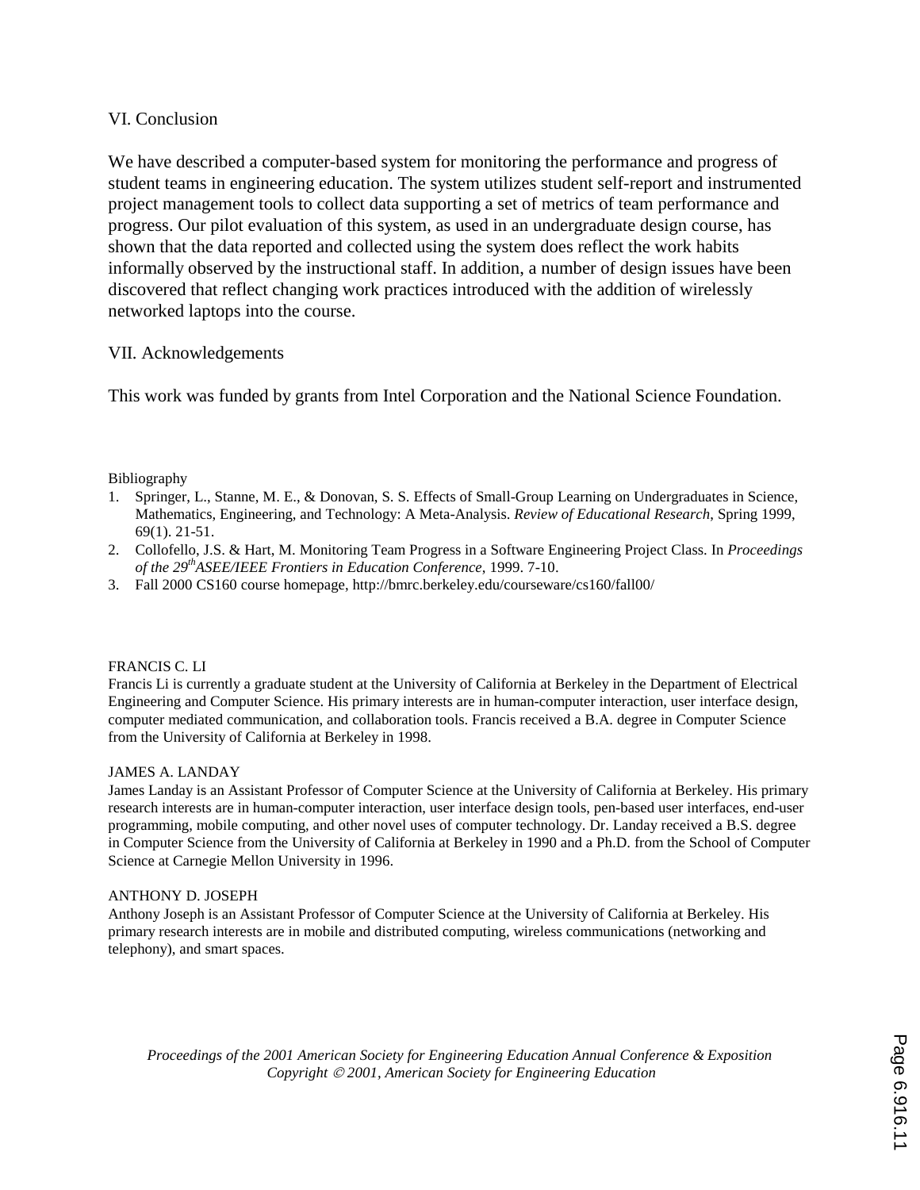## VI. Conclusion

We have described a computer-based system for monitoring the performance and progress of student teams in engineering education. The system utilizes student self-report and instrumented project management tools to collect data supporting a set of metrics of team performance and progress. Our pilot evaluation of this system, as used in an undergraduate design course, has shown that the data reported and collected using the system does reflect the work habits informally observed by the instructional staff. In addition, a number of design issues have been discovered that reflect changing work practices introduced with the addition of wirelessly networked laptops into the course.

## VII. Acknowledgements

This work was funded by grants from Intel Corporation and the National Science Foundation.

Bibliography

1. Springer, L., Stanne, M. E., & Donovan, S. S. Effects of Small-Group Learning on Undergraduates in Science, Mathematics, Engineering, and Technology: A Meta-Analysis. *Review of Educational Research*, Spring 1999, 69(1). 21-51.
2. Collofello, J.S. & Hart, M. Monitoring Team Progress in a Software Engineering Project Class. In *Proceedings of the 29th ASEE/IEEE Frontiers in Education Conference*, 1999. 7-10.
3. Fall 2000 CS160 course homepage, http://bmrc.berkeley.edu/courseware/cs160/fall00/

FRANCIS C. LI
Francis Li is currently a graduate student at the University of California at Berkeley in the Department of Electrical Engineering and Computer Science. His primary interests are in human-computer interaction, user interface design, computer mediated communication, and collaboration tools. Francis received a B.A. degree in Computer Science from the University of California at Berkeley in 1998.

JAMES A. LANDAY
James Landay is an Assistant Professor of Computer Science at the University of California at Berkeley. His primary research interests are in human-computer interaction, user interface design tools, pen-based user interfaces, end-user programming, mobile computing, and other novel uses of computer technology. Dr. Landay received a B.S. degree in Computer Science from the University of California at Berkeley in 1990 and a Ph.D. from the School of Computer Science at Carnegie Mellon University in 1996.

ANTHONY D. JOSEPH
Anthony Joseph is an Assistant Professor of Computer Science at the University of California at Berkeley. His primary research interests are in mobile and distributed computing, wireless communications (networking and telephony), and smart spaces.